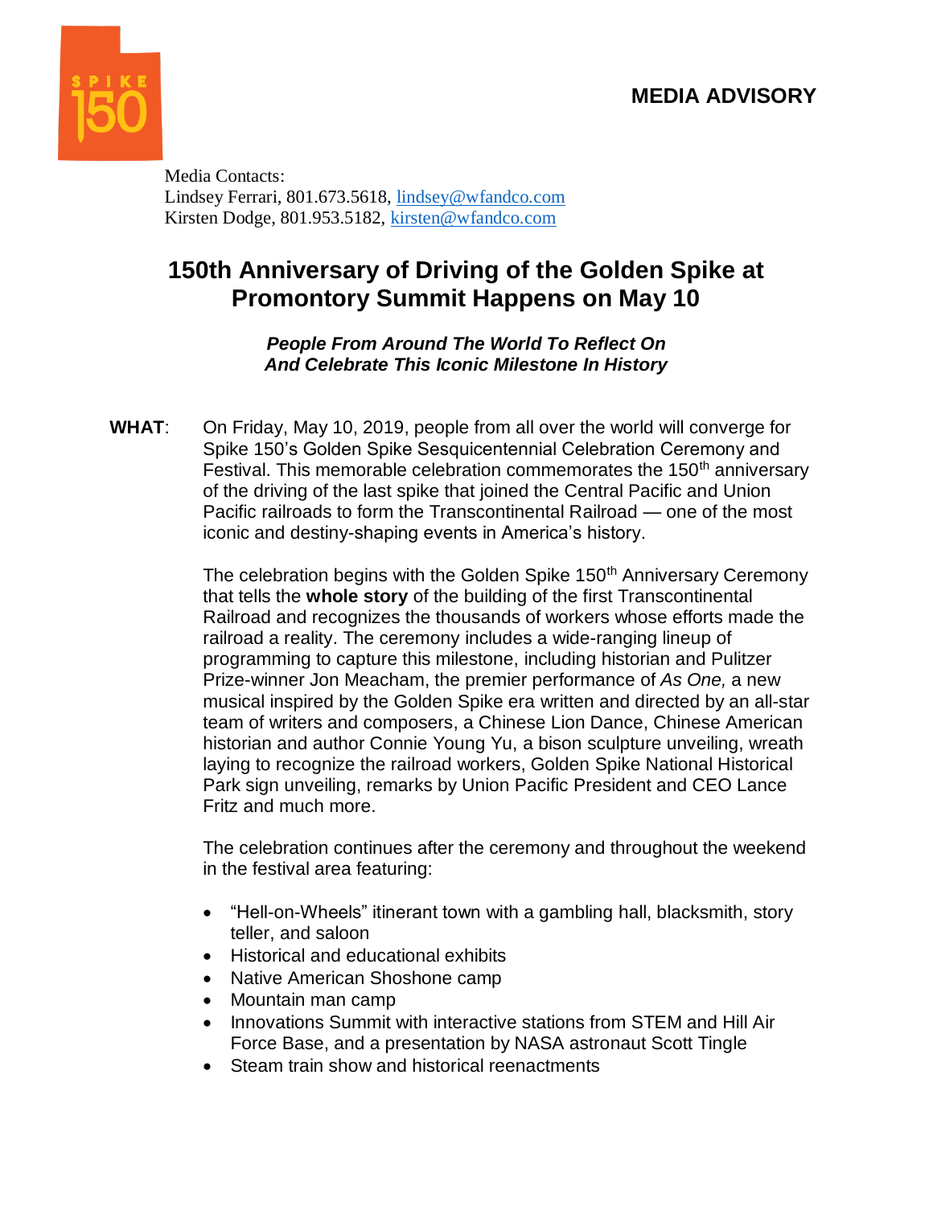**MEDIA ADVISORY**

Media Contacts:
Lindsey Ferrari, 801.673.5618, lindsey@wfandco.com
Kirsten Dodge, 801.953.5182, kirsten@wfandco.com

# 150th Anniversary of Driving of the Golden Spike at Promontory Summit Happens on May 10

***People From Around The World To Reflect On And Celebrate This Iconic Milestone In History***

**WHAT**: On Friday, May 10, 2019, people from all over the world will converge for Spike 150's Golden Spike Sesquicentennial Celebration Ceremony and Festival. This memorable celebration commemorates the 150th anniversary of the driving of the last spike that joined the Central Pacific and Union Pacific railroads to form the Transcontinental Railroad — one of the most iconic and destiny-shaping events in America's history.

The celebration begins with the Golden Spike 150th Anniversary Ceremony that tells the **whole story** of the building of the first Transcontinental Railroad and recognizes the thousands of workers whose efforts made the railroad a reality. The ceremony includes a wide-ranging lineup of programming to capture this milestone, including historian and Pulitzer Prize-winner Jon Meacham, the premier performance of *As One,* a new musical inspired by the Golden Spike era written and directed by an all-star team of writers and composers, a Chinese Lion Dance, Chinese American historian and author Connie Young Yu, a bison sculpture unveiling, wreath laying to recognize the railroad workers, Golden Spike National Historical Park sign unveiling, remarks by Union Pacific President and CEO Lance Fritz and much more.

The celebration continues after the ceremony and throughout the weekend in the festival area featuring:

- "Hell-on-Wheels" itinerant town with a gambling hall, blacksmith, story teller, and saloon
- Historical and educational exhibits
- Native American Shoshone camp
- Mountain man camp
- Innovations Summit with interactive stations from STEM and Hill Air Force Base, and a presentation by NASA astronaut Scott Tingle
- Steam train show and historical reenactments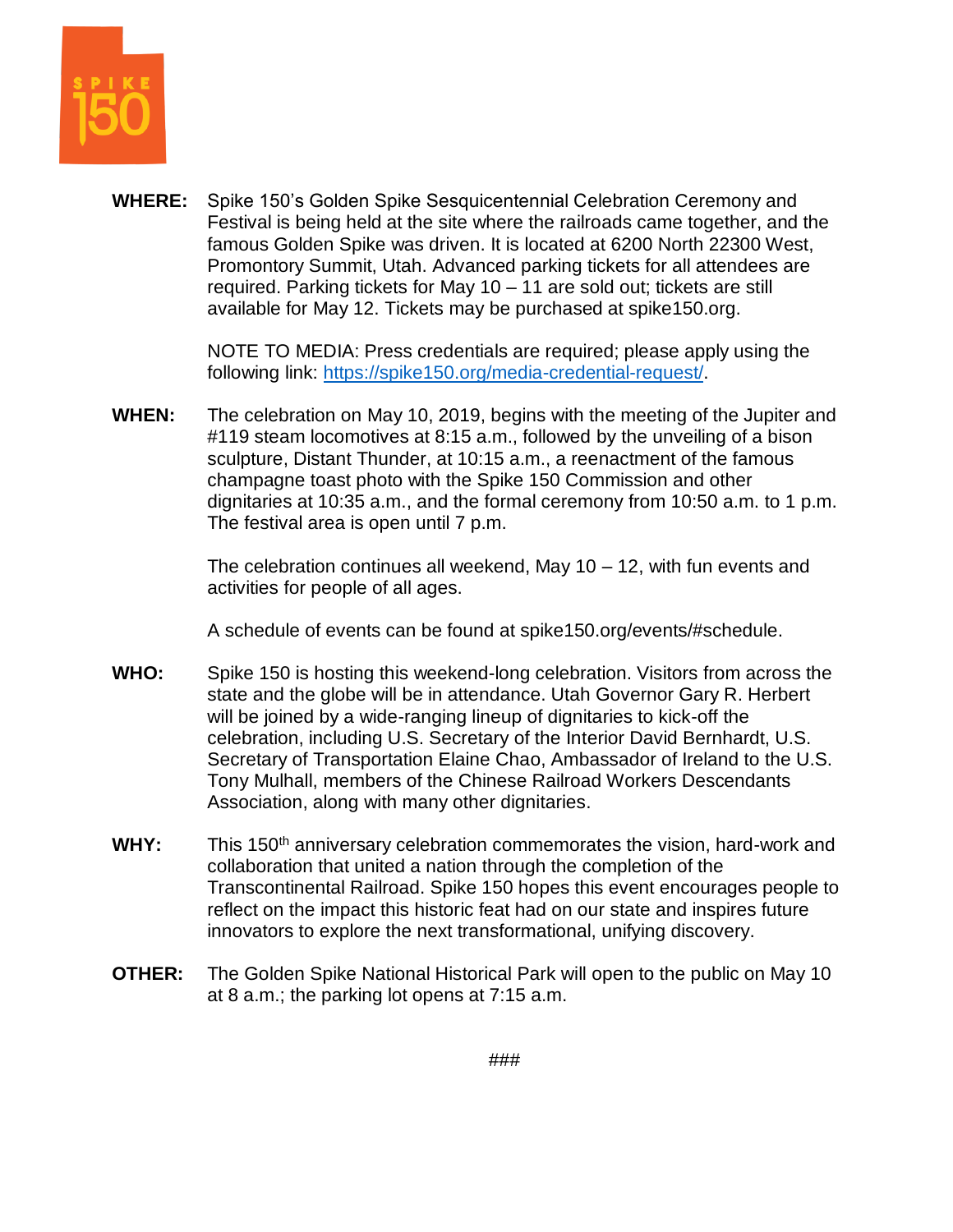**WHERE:** Spike 150's Golden Spike Sesquicentennial Celebration Ceremony and Festival is being held at the site where the railroads came together, and the famous Golden Spike was driven. It is located at 6200 North 22300 West, Promontory Summit, Utah. Advanced parking tickets for all attendees are required. Parking tickets for May 10 – 11 are sold out; tickets are still available for May 12. Tickets may be purchased at spike150.org.

NOTE TO MEDIA: Press credentials are required; please apply using the following link: https://spike150.org/media-credential-request/.

**WHEN:** The celebration on May 10, 2019, begins with the meeting of the Jupiter and #119 steam locomotives at 8:15 a.m., followed by the unveiling of a bison sculpture, Distant Thunder, at 10:15 a.m., a reenactment of the famous champagne toast photo with the Spike 150 Commission and other dignitaries at 10:35 a.m., and the formal ceremony from 10:50 a.m. to 1 p.m. The festival area is open until 7 p.m.

The celebration continues all weekend, May 10 – 12, with fun events and activities for people of all ages.

A schedule of events can be found at spike150.org/events/#schedule.

**WHO:** Spike 150 is hosting this weekend-long celebration. Visitors from across the state and the globe will be in attendance. Utah Governor Gary R. Herbert will be joined by a wide-ranging lineup of dignitaries to kick-off the celebration, including U.S. Secretary of the Interior David Bernhardt, U.S. Secretary of Transportation Elaine Chao, Ambassador of Ireland to the U.S. Tony Mulhall, members of the Chinese Railroad Workers Descendants Association, along with many other dignitaries.

**WHY:** This 150th anniversary celebration commemorates the vision, hard-work and collaboration that united a nation through the completion of the Transcontinental Railroad. Spike 150 hopes this event encourages people to reflect on the impact this historic feat had on our state and inspires future innovators to explore the next transformational, unifying discovery.

**OTHER:** The Golden Spike National Historical Park will open to the public on May 10 at 8 a.m.; the parking lot opens at 7:15 a.m.

###